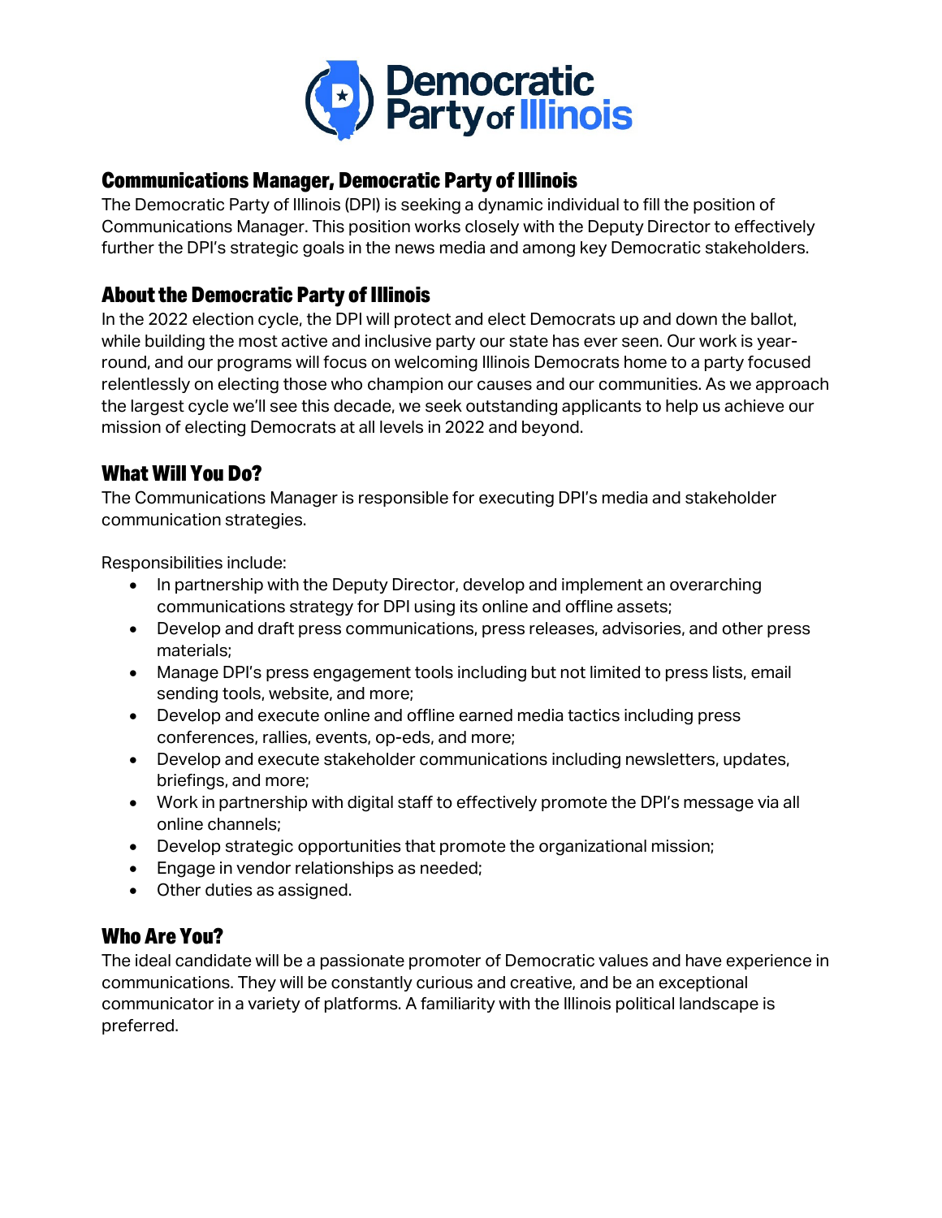Democratic Party of Illinois

## Communications Manager, Democratic Party of Illinois

The Democratic Party of Illinois (DPI) is seeking a dynamic individual to fill the position of Communications Manager. This position works closely with the Deputy Director to effectively further the DPI's strategic goals in the news media and among key Democratic stakeholders.

## About the Democratic Party of Illinois

In the 2022 election cycle, the DPI will protect and elect Democrats up and down the ballot, while building the most active and inclusive party our state has ever seen. Our work is year-round, and our programs will focus on welcoming Illinois Democrats home to a party focused relentlessly on electing those who champion our causes and our communities. As we approach the largest cycle we'll see this decade, we seek outstanding applicants to help us achieve our mission of electing Democrats at all levels in 2022 and beyond.

## What Will You Do?

The Communications Manager is responsible for executing DPI's media and stakeholder communication strategies.

Responsibilities include:

- In partnership with the Deputy Director, develop and implement an overarching communications strategy for DPI using its online and offline assets;
- Develop and draft press communications, press releases, advisories, and other press materials;
- Manage DPI's press engagement tools including but not limited to press lists, email sending tools, website, and more;
- Develop and execute online and offline earned media tactics including press conferences, rallies, events, op-eds, and more;
- Develop and execute stakeholder communications including newsletters, updates, briefings, and more;
- Work in partnership with digital staff to effectively promote the DPI's message via all online channels;
- Develop strategic opportunities that promote the organizational mission;
- Engage in vendor relationships as needed;
- Other duties as assigned.

## Who Are You?

The ideal candidate will be a passionate promoter of Democratic values and have experience in communications. They will be constantly curious and creative, and be an exceptional communicator in a variety of platforms. A familiarity with the Illinois political landscape is preferred.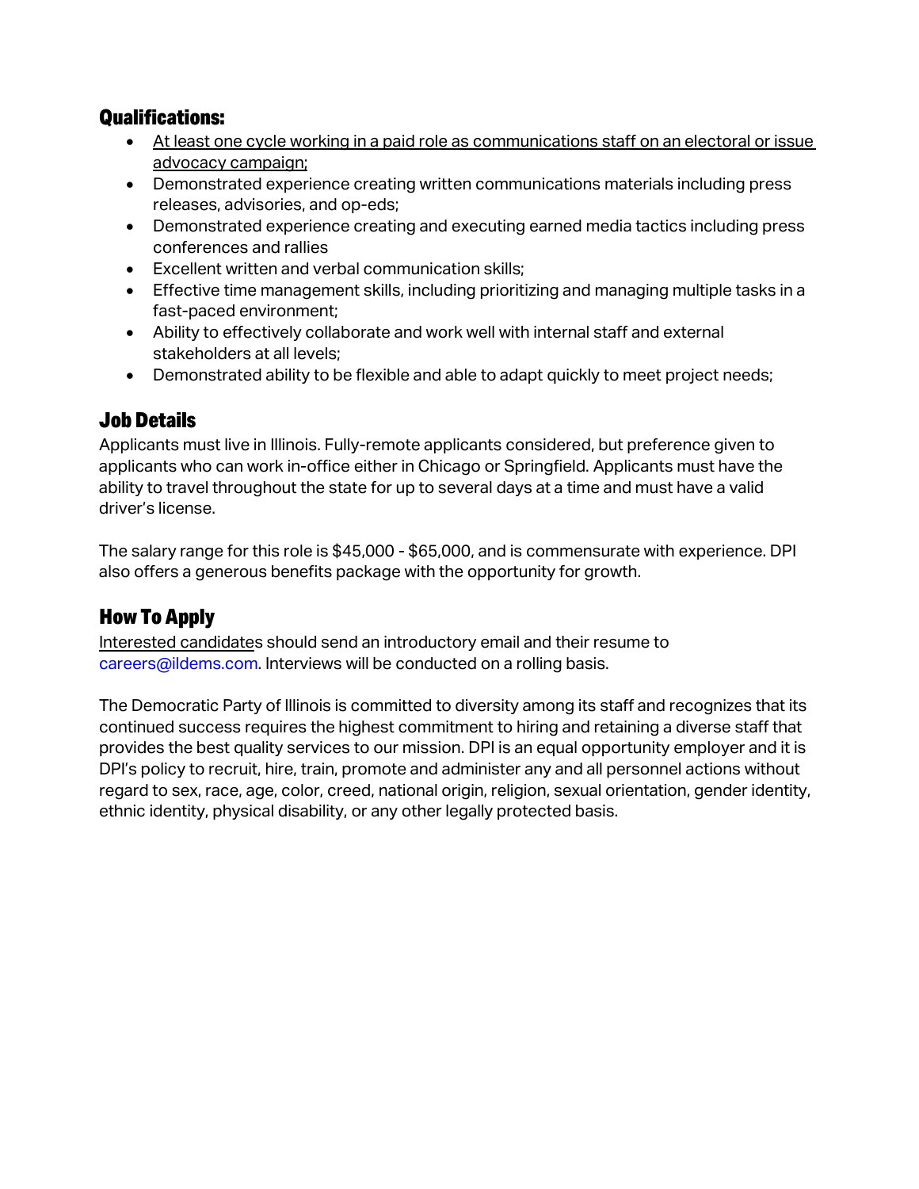## Qualifications:

- At least one cycle working in a paid role as communications staff on an electoral or issue advocacy campaign;
- Demonstrated experience creating written communications materials including press releases, advisories, and op-eds;
- Demonstrated experience creating and executing earned media tactics including press conferences and rallies
- Excellent written and verbal communication skills;
- Effective time management skills, including prioritizing and managing multiple tasks in a fast-paced environment;
- Ability to effectively collaborate and work well with internal staff and external stakeholders at all levels;
- Demonstrated ability to be flexible and able to adapt quickly to meet project needs;

## Job Details

Applicants must live in Illinois. Fully-remote applicants considered, but preference given to applicants who can work in-office either in Chicago or Springfield. Applicants must have the ability to travel throughout the state for up to several days at a time and must have a valid driver's license.

The salary range for this role is $45,000 - $65,000, and is commensurate with experience. DPI also offers a generous benefits package with the opportunity for growth.

## How To Apply

Interested candidates should send an introductory email and their resume to careers@ildems.com. Interviews will be conducted on a rolling basis.

The Democratic Party of Illinois is committed to diversity among its staff and recognizes that its continued success requires the highest commitment to hiring and retaining a diverse staff that provides the best quality services to our mission. DPI is an equal opportunity employer and it is DPI's policy to recruit, hire, train, promote and administer any and all personnel actions without regard to sex, race, age, color, creed, national origin, religion, sexual orientation, gender identity, ethnic identity, physical disability, or any other legally protected basis.